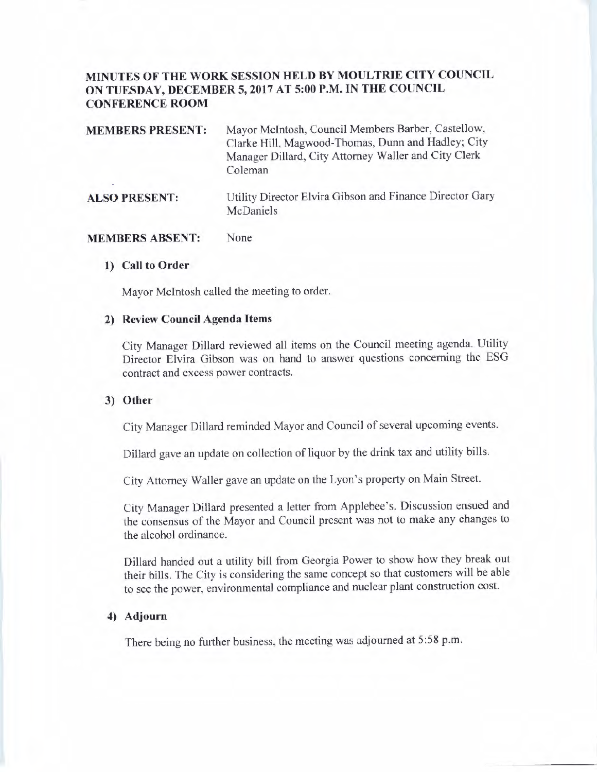# MINUTES OF THE WORK SESSION HELD BY MOULTRIE CITY COUNCIL ON TUESDAY, DECEMBER 5, 2017 AT 5:00 P.M. IN THE COUNCIL CONFERENCE ROOM

**MEMBERS PRESENT:** Mayor McIntosh, Council Members Barber, Castellow, Clarke Hill, Magwood-Thomas, Dunn and Hadley; City Manager Dillard, City Attorney Waller and City Clerk Coleman

**ALSO PRESENT:** Utility Director Elvira Gibson and Finance Director Gary McDaniels

**MEMBERS ABSENT:** None

**1) Call to Order**

Mayor McIntosh called the meeting to order.

**2) Review Council Agenda Items**

City Manager Dillard reviewed all items on the Council meeting agenda. Utility Director Elvira Gibson was on hand to answer questions concerning the ESG contract and excess power contracts.

**3) Other**

City Manager Dillard reminded Mayor and Council of several upcoming events.

Dillard gave an update on collection of liquor by the drink tax and utility bills.

City Attorney Waller gave an update on the Lyon's property on Main Street.

City Manager Dillard presented a letter from Applebee's. Discussion ensued and the consensus of the Mayor and Council present was not to make any changes to the alcohol ordinance.

Dillard handed out a utility bill from Georgia Power to show how they break out their bills. The City is considering the same concept so that customers will be able to see the power, environmental compliance and nuclear plant construction cost.

**4) Adjourn**

There being no further business, the meeting was adjourned at 5:58 p.m.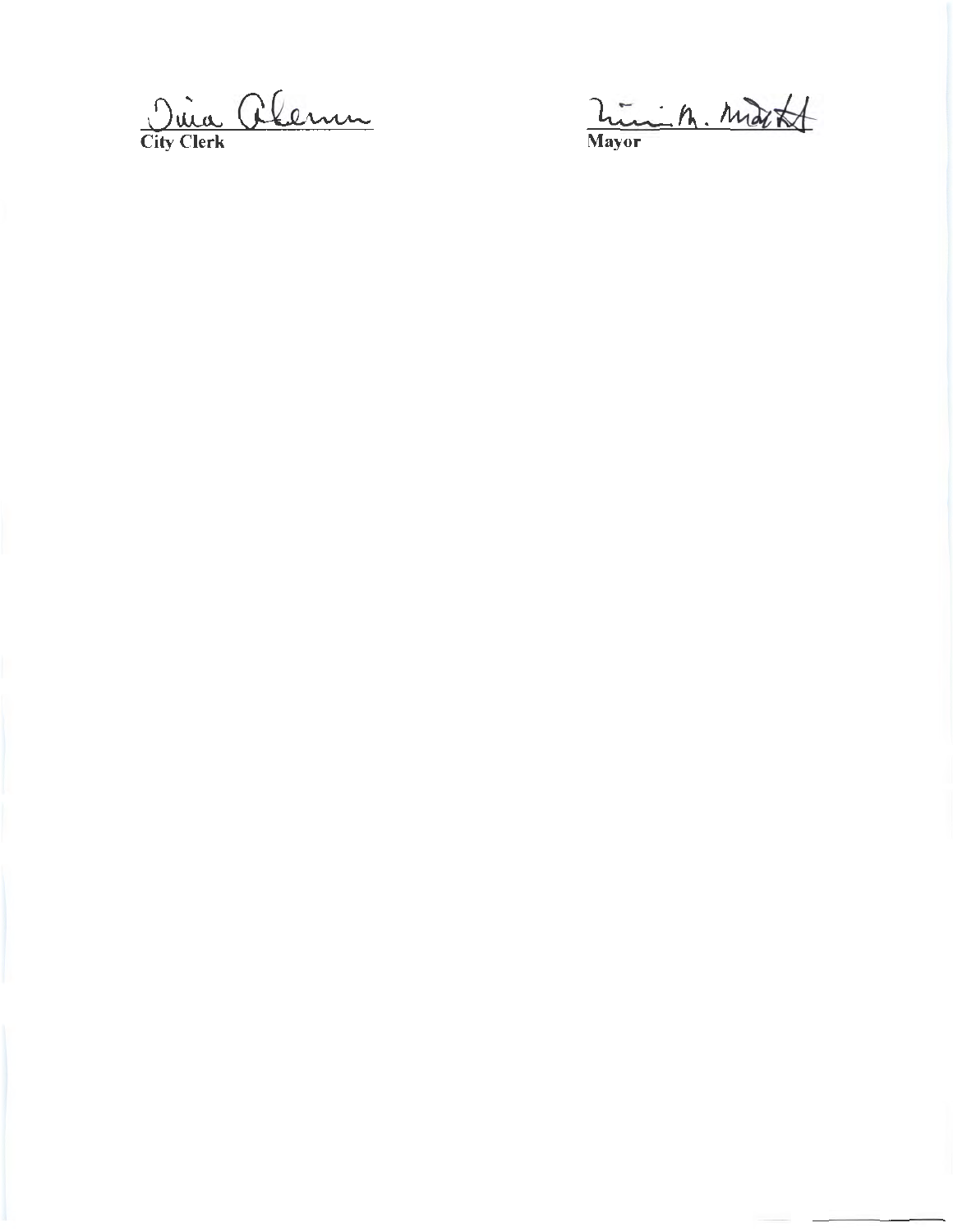City Clerk

Mayor